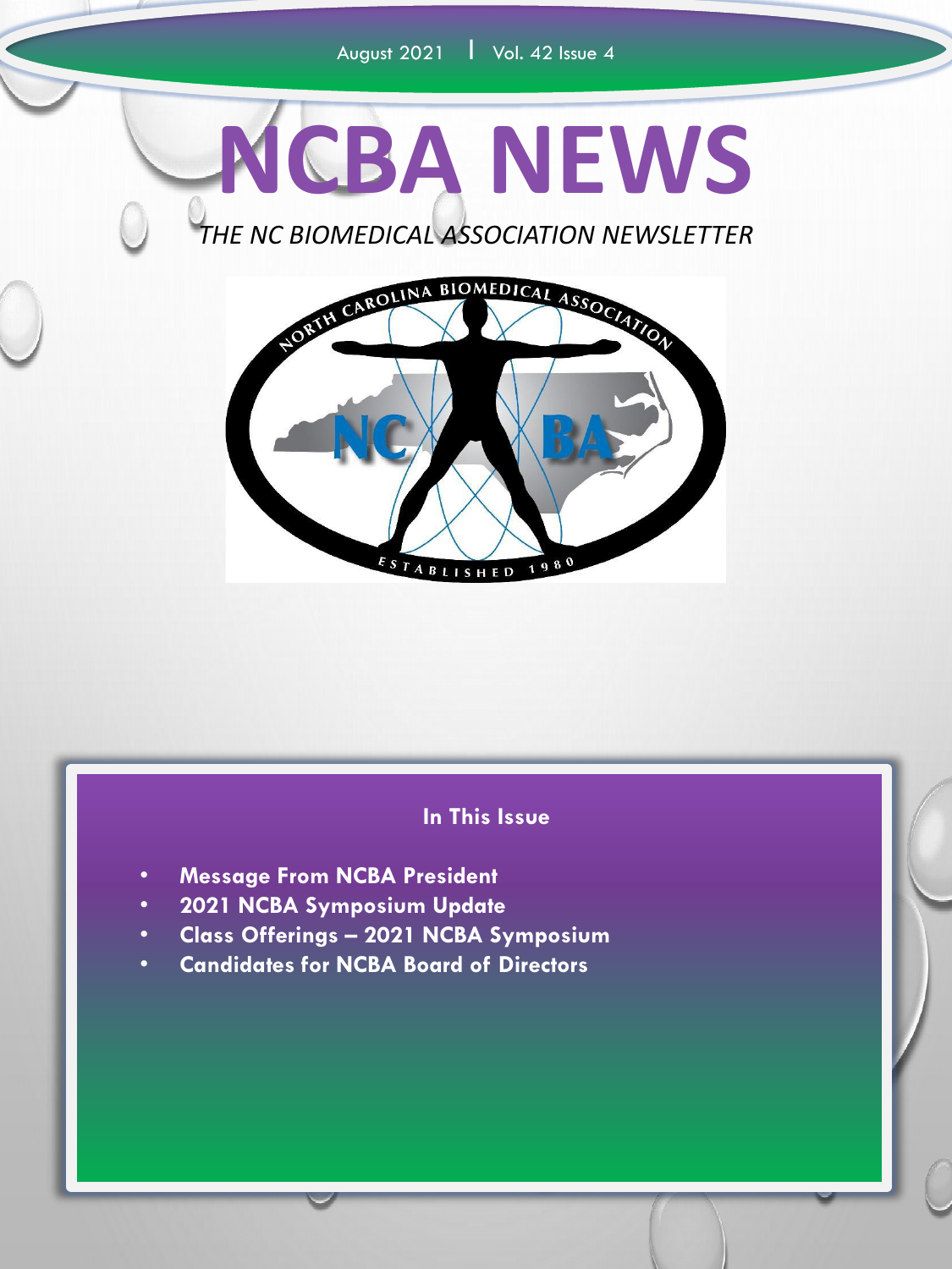August 2021 | Vol. 42 Issue 4

# NCBA NEWS

*THE NC BIOMEDICAL ASSOCIATION NEWSLETTER*

NORTH CAROLINA BIOMEDICAL ASSOCIATION

NC BA

ESTABLISHED 1980

## In This Issue

- **Message From NCBA President**
- **2021 NCBA Symposium Update**
- **Class Offerings – 2021 NCBA Symposium**
- **Candidates for NCBA Board of Directors**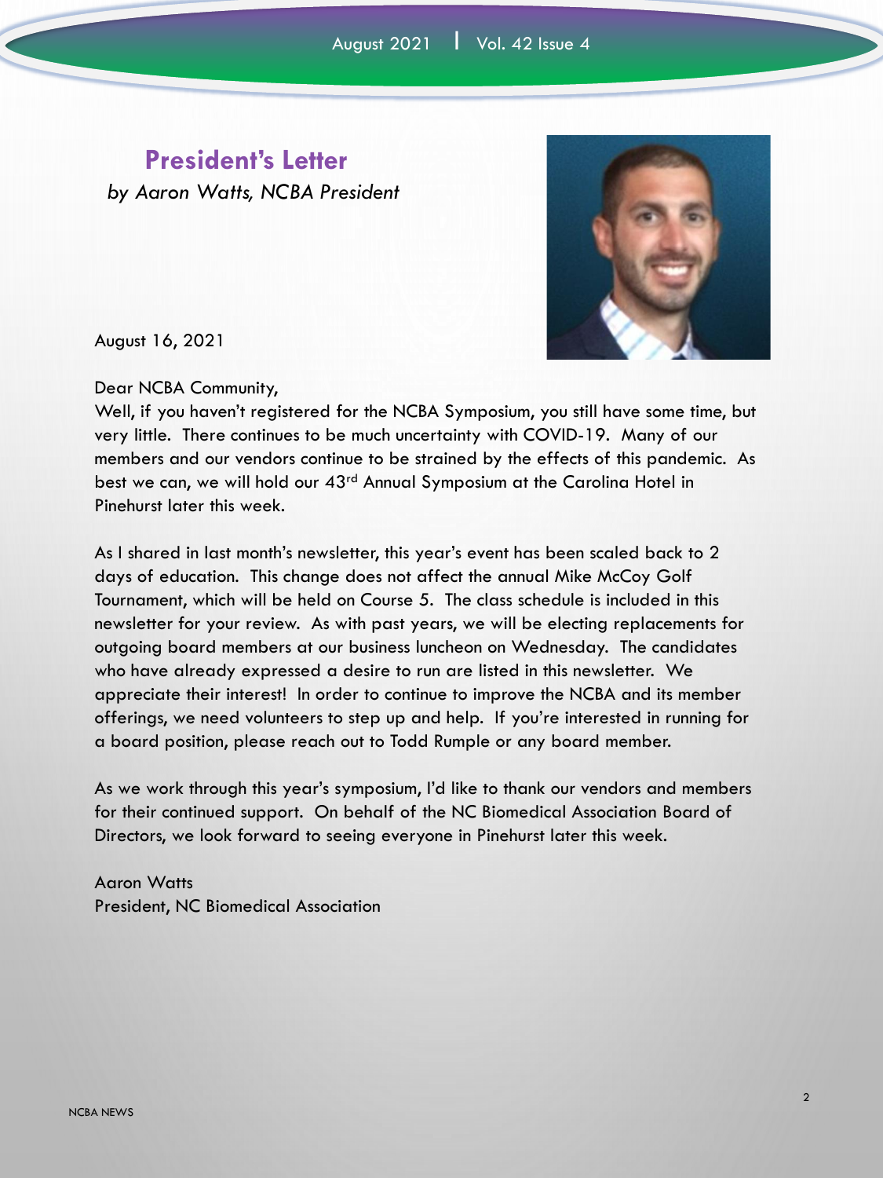## President's Letter

*by Aaron Watts, NCBA President*

August 16, 2021

Dear NCBA Community,

Well, if you haven't registered for the NCBA Symposium, you still have some time, but very little. There continues to be much uncertainty with COVID-19. Many of our members and our vendors continue to be strained by the effects of this pandemic. As best we can, we will hold our 43rd Annual Symposium at the Carolina Hotel in Pinehurst later this week.

As I shared in last month's newsletter, this year's event has been scaled back to 2 days of education. This change does not affect the annual Mike McCoy Golf Tournament, which will be held on Course 5. The class schedule is included in this newsletter for your review. As with past years, we will be electing replacements for outgoing board members at our business luncheon on Wednesday. The candidates who have already expressed a desire to run are listed in this newsletter. We appreciate their interest! In order to continue to improve the NCBA and its member offerings, we need volunteers to step up and help. If you're interested in running for a board position, please reach out to Todd Rumple or any board member.

As we work through this year's symposium, I'd like to thank our vendors and members for their continued support. On behalf of the NC Biomedical Association Board of Directors, we look forward to seeing everyone in Pinehurst later this week.

Aaron Watts
President, NC Biomedical Association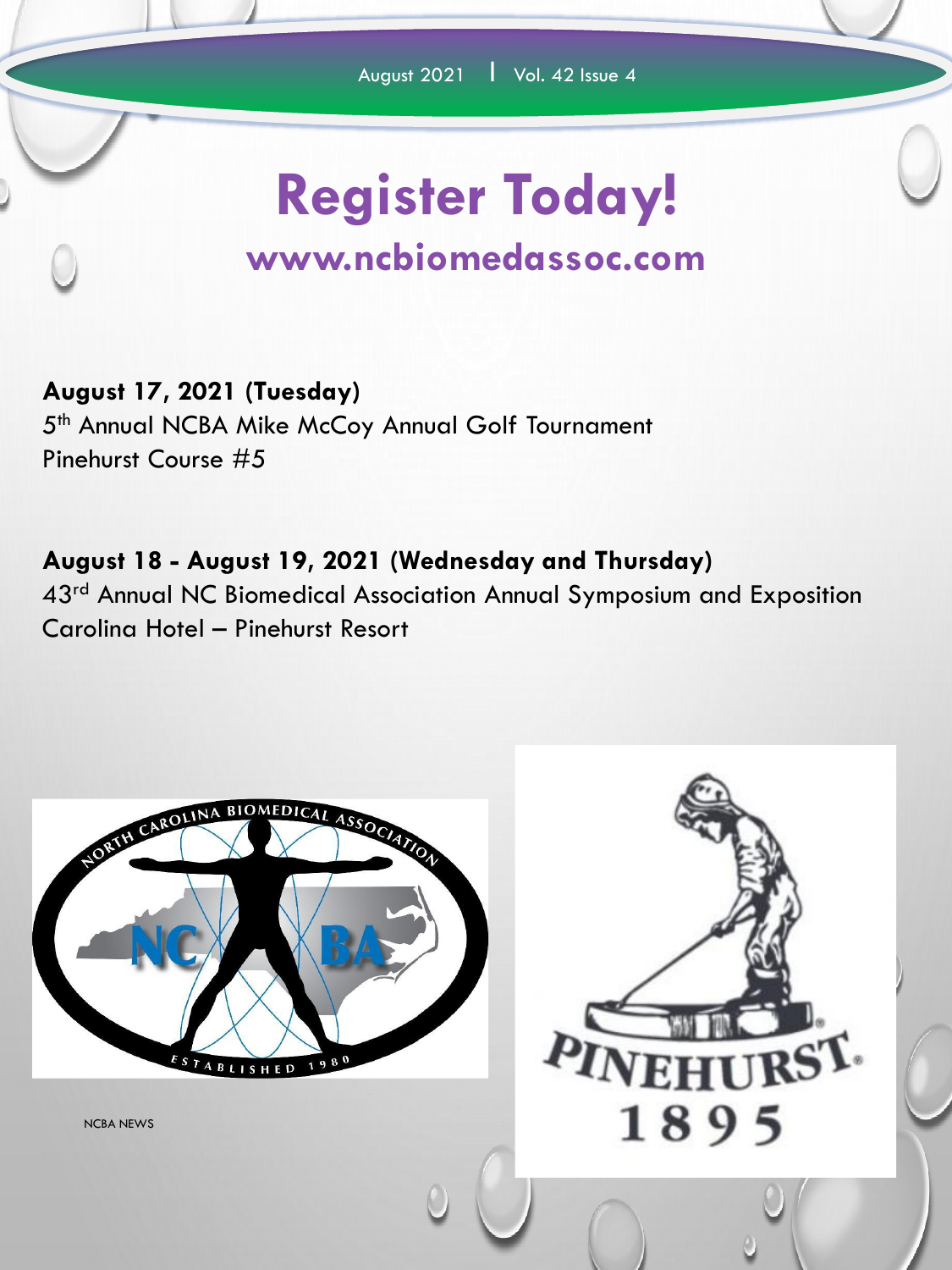# Register Today!

## www.ncbiomedassoc.com

**August 17, 2021 (Tuesday)**
5th Annual NCBA Mike McCoy Annual Golf Tournament
Pinehurst Course #5

**August 18 - August 19, 2021 (Wednesday and Thursday)**
43rd Annual NC Biomedical Association Annual Symposium and Exposition
Carolina Hotel – Pinehurst Resort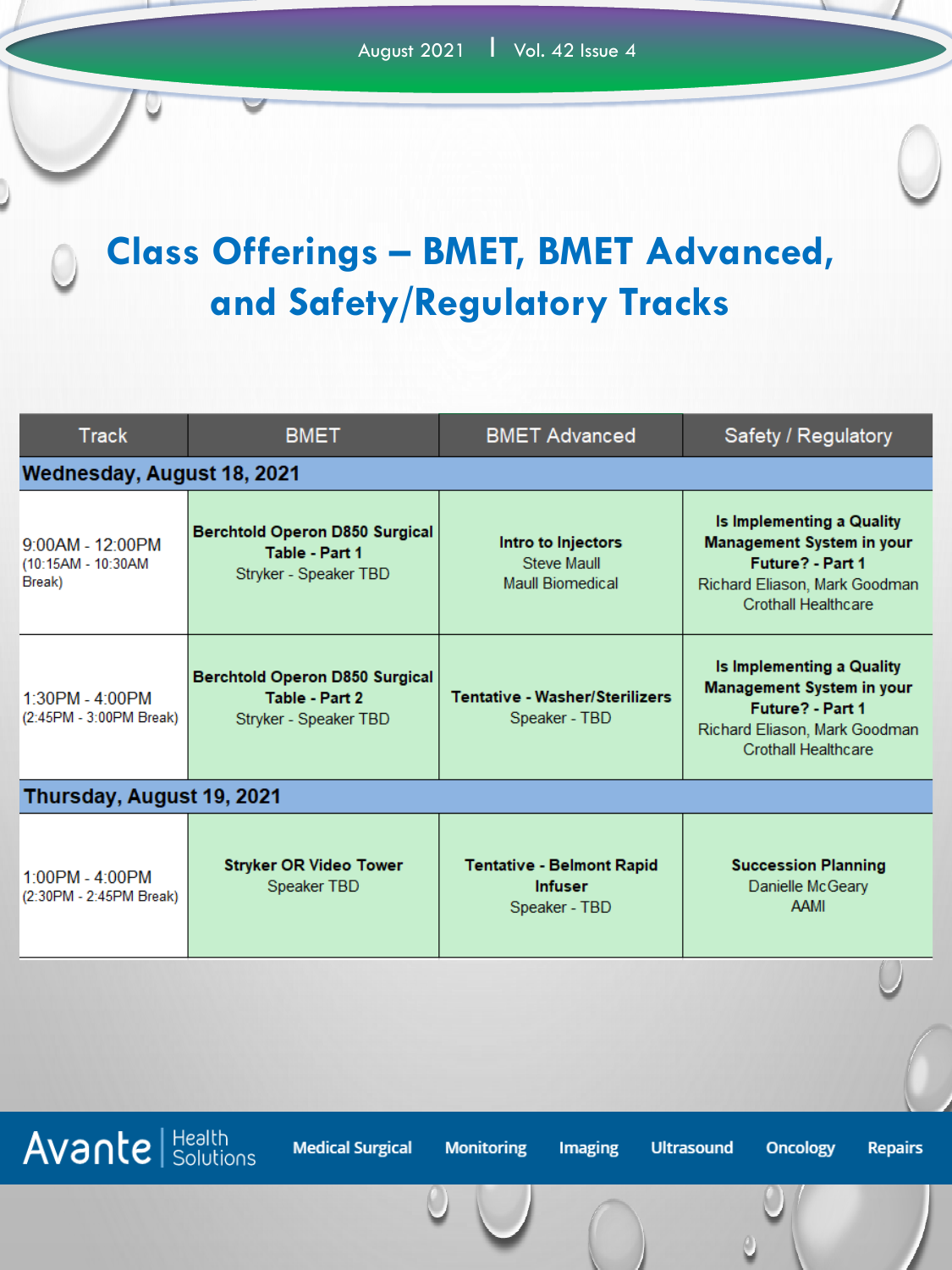# Class Offerings – BMET, BMET Advanced, and Safety/Regulatory Tracks

| Track | BMET | BMET Advanced | Safety / Regulatory |
|---|---|---|---|
| **Wednesday, August 18, 2021** | | | |
| 9:00AM - 12:00PM (10:15AM - 10:30AM Break) | **Berchtold Operon D850 Surgical Table - Part 1** Stryker - Speaker TBD | **Intro to Injectors** Steve Maull Maull Biomedical | **Is Implementing a Quality Management System in your Future? - Part 1** Richard Eliason, Mark Goodman Crothall Healthcare |
| 1:30PM - 4:00PM (2:45PM - 3:00PM Break) | **Berchtold Operon D850 Surgical Table - Part 2** Stryker - Speaker TBD | **Tentative - Washer/Sterilizers** Speaker - TBD | **Is Implementing a Quality Management System in your Future? - Part 1** Richard Eliason, Mark Goodman Crothall Healthcare |
| **Thursday, August 19, 2021** | | | |
| 1:00PM - 4:00PM (2:30PM - 2:45PM Break) | **Stryker OR Video Tower** Speaker TBD | **Tentative - Belmont Rapid Infuser** Speaker - TBD | **Succession Planning** Danielle McGeary AAMI |

Avante Health Solutions | Medical Surgical | Monitoring | Imaging | Ultrasound | Oncology | Repairs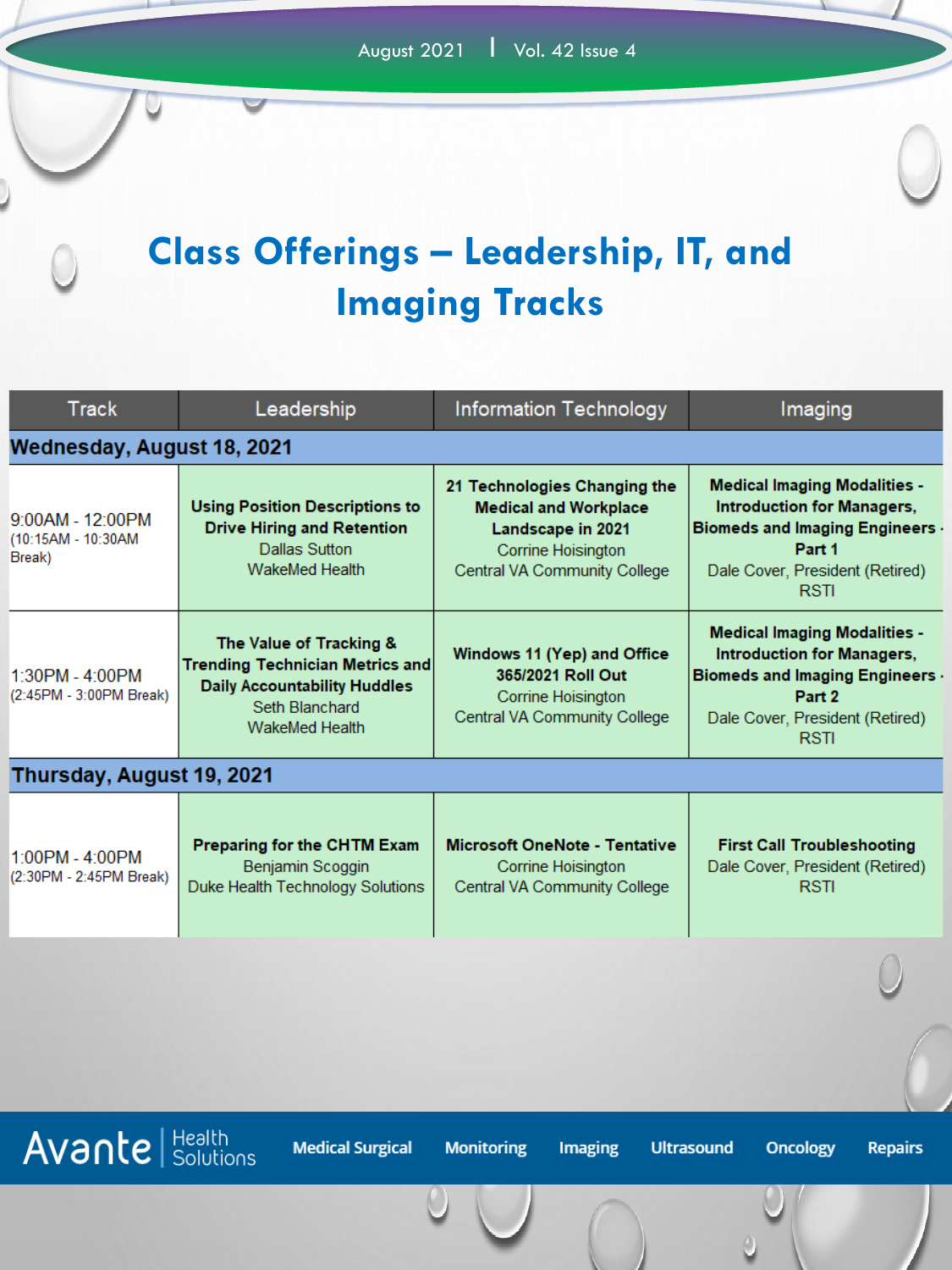# Class Offerings – Leadership, IT, and Imaging Tracks

| Track | Leadership | Information Technology | Imaging |
|---|---|---|---|
| **Wednesday, August 18, 2021** | | | |
| 9:00AM - 12:00PM (10:15AM - 10:30AM Break) | **Using Position Descriptions to Drive Hiring and Retention** Dallas Sutton WakeMed Health | **21 Technologies Changing the Medical and Workplace Landscape in 2021** Corrine Hoisington Central VA Community College | **Medical Imaging Modalities - Introduction for Managers, Biomeds and Imaging Engineers - Part 1** Dale Cover, President (Retired) RSTI |
| 1:30PM - 4:00PM (2:45PM - 3:00PM Break) | **The Value of Tracking & Trending Technician Metrics and Daily Accountability Huddles** Seth Blanchard WakeMed Health | **Windows 11 (Yep) and Office 365/2021 Roll Out** Corrine Hoisington Central VA Community College | **Medical Imaging Modalities - Introduction for Managers, Biomeds and Imaging Engineers - Part 2** Dale Cover, President (Retired) RSTI |
| **Thursday, August 19, 2021** | | | |
| 1:00PM - 4:00PM (2:30PM - 2:45PM Break) | **Preparing for the CHTM Exam** Benjamin Scoggin Duke Health Technology Solutions | **Microsoft OneNote - Tentative** Corrine Hoisington Central VA Community College | **First Call Troubleshooting** Dale Cover, President (Retired) RSTI |

Avante Health Solutions | Medical Surgical | Monitoring | Imaging | Ultrasound | Oncology | Repairs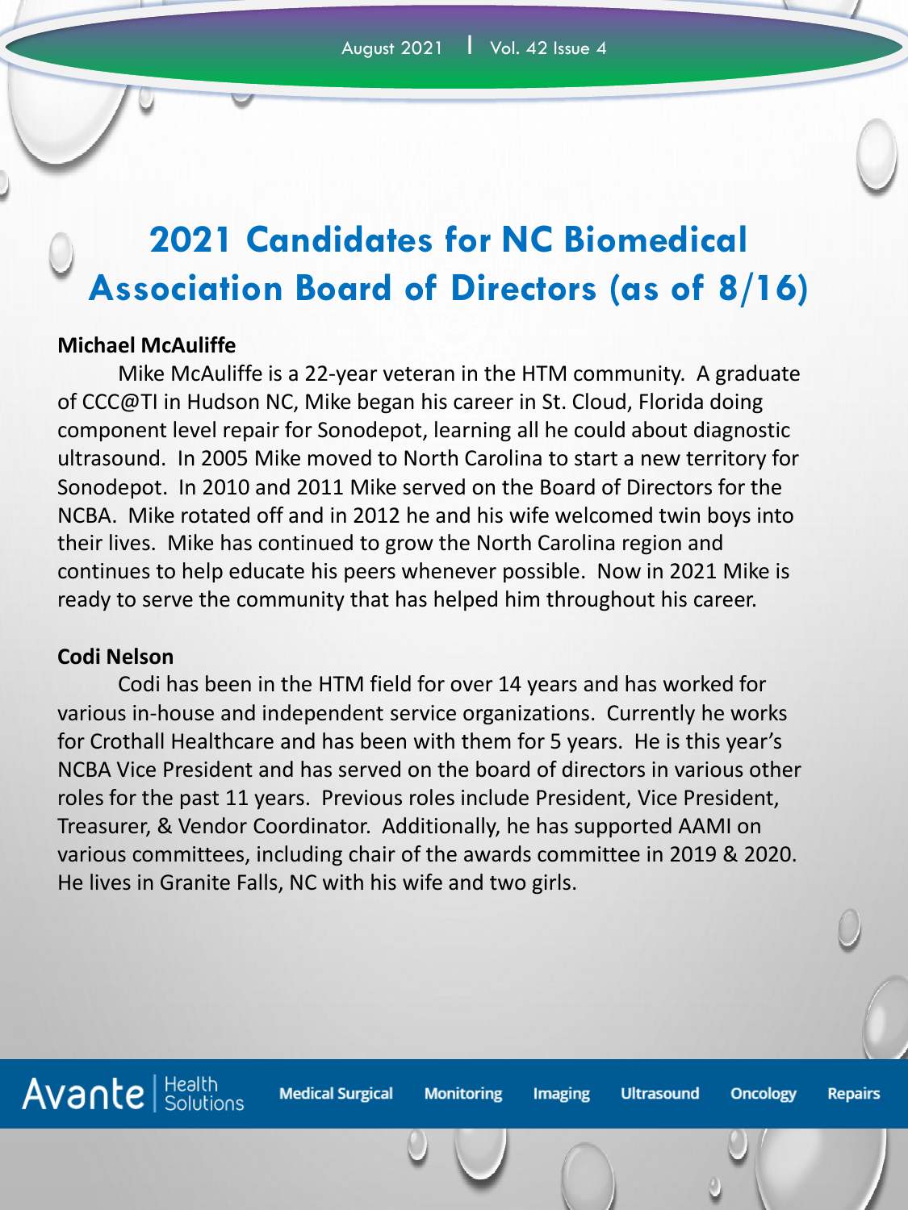# 2021 Candidates for NC Biomedical Association Board of Directors (as of 8/16)

**Michael McAuliffe**

Mike McAuliffe is a 22-year veteran in the HTM community. A graduate of CCC@TI in Hudson NC, Mike began his career in St. Cloud, Florida doing component level repair for Sonodepot, learning all he could about diagnostic ultrasound. In 2005 Mike moved to North Carolina to start a new territory for Sonodepot. In 2010 and 2011 Mike served on the Board of Directors for the NCBA. Mike rotated off and in 2012 he and his wife welcomed twin boys into their lives. Mike has continued to grow the North Carolina region and continues to help educate his peers whenever possible. Now in 2021 Mike is ready to serve the community that has helped him throughout his career.

**Codi Nelson**

Codi has been in the HTM field for over 14 years and has worked for various in-house and independent service organizations. Currently he works for Crothall Healthcare and has been with them for 5 years. He is this year's NCBA Vice President and has served on the board of directors in various other roles for the past 11 years. Previous roles include President, Vice President, Treasurer, & Vendor Coordinator. Additionally, he has supported AAMI on various committees, including chair of the awards committee in 2019 & 2020. He lives in Granite Falls, NC with his wife and two girls.

Avante | Health Solutions — Medical Surgical · Monitoring · Imaging · Ultrasound · Oncology · Repairs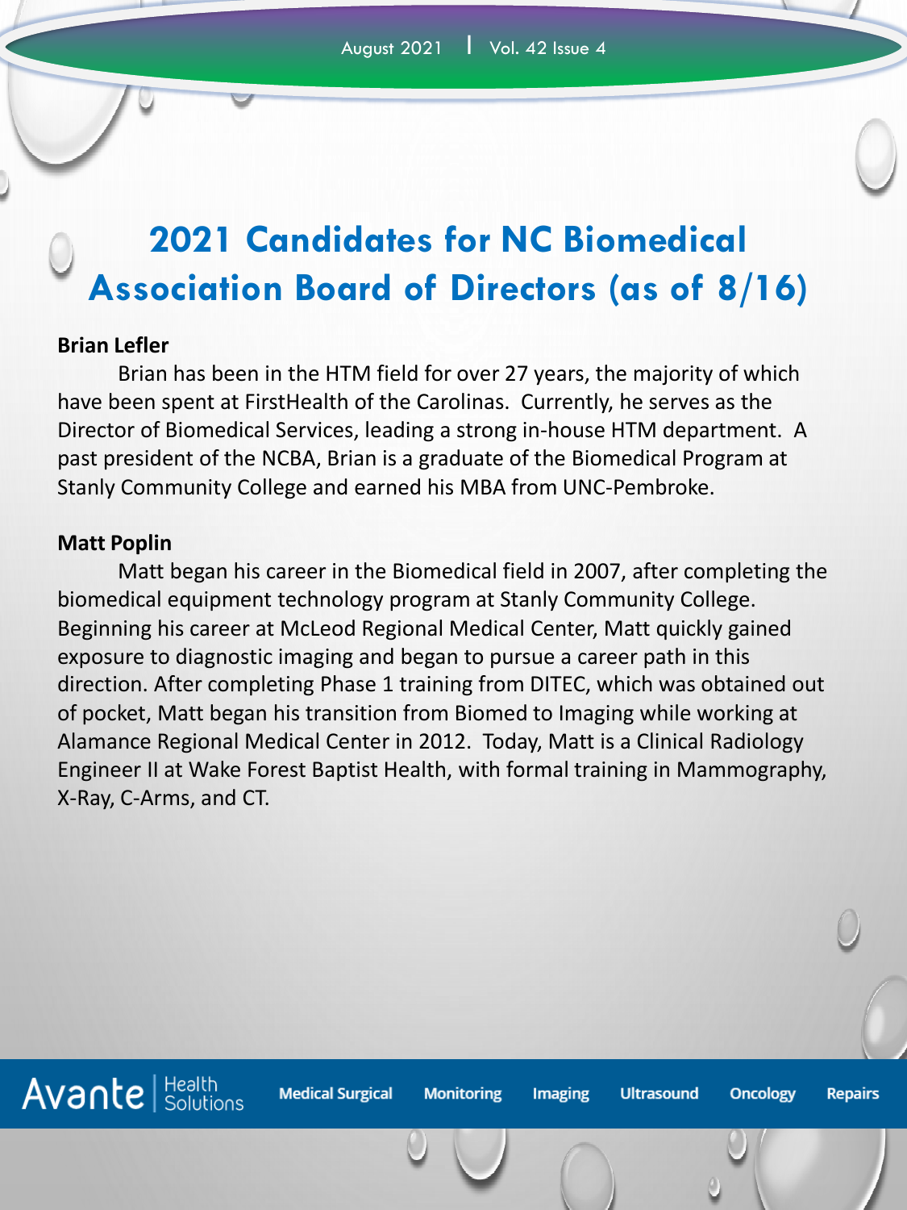# 2021 Candidates for NC Biomedical Association Board of Directors (as of 8/16)

**Brian Lefler**

Brian has been in the HTM field for over 27 years, the majority of which have been spent at FirstHealth of the Carolinas. Currently, he serves as the Director of Biomedical Services, leading a strong in-house HTM department. A past president of the NCBA, Brian is a graduate of the Biomedical Program at Stanly Community College and earned his MBA from UNC-Pembroke.

**Matt Poplin**

Matt began his career in the Biomedical field in 2007, after completing the biomedical equipment technology program at Stanly Community College. Beginning his career at McLeod Regional Medical Center, Matt quickly gained exposure to diagnostic imaging and began to pursue a career path in this direction. After completing Phase 1 training from DITEC, which was obtained out of pocket, Matt began his transition from Biomed to Imaging while working at Alamance Regional Medical Center in 2012. Today, Matt is a Clinical Radiology Engineer II at Wake Forest Baptist Health, with formal training in Mammography, X-Ray, C-Arms, and CT.

Avante | Health Solutions    Medical Surgical    Monitoring    Imaging    Ultrasound    Oncology    Repairs